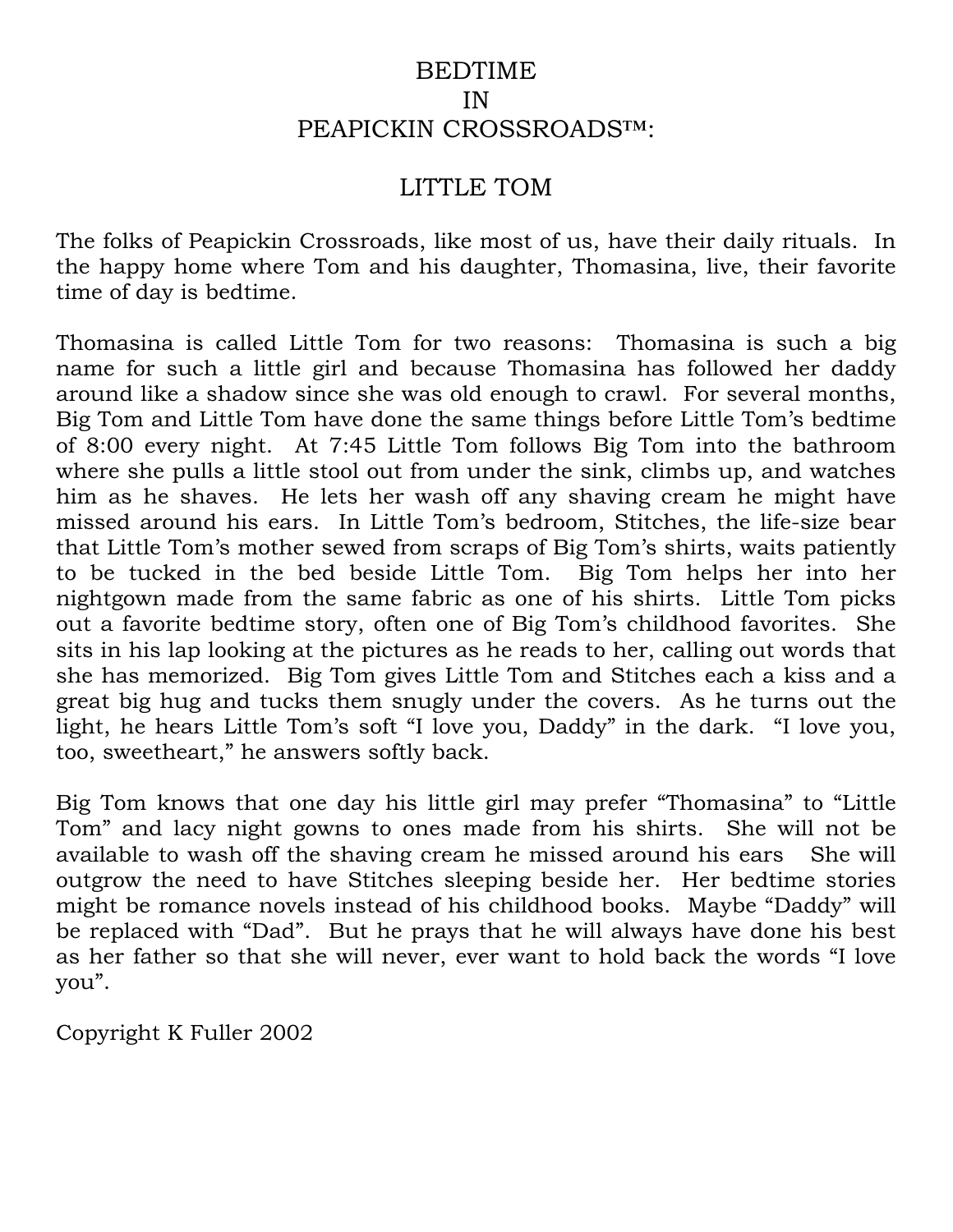# BEDTIME IN PEAPICKIN CROSSROADS™:

## LITTLE TOM

The folks of Peapickin Crossroads, like most of us, have their daily rituals. In the happy home where Tom and his daughter, Thomasina, live, their favorite time of day is bedtime.

Thomasina is called Little Tom for two reasons: Thomasina is such a big name for such a little girl and because Thomasina has followed her daddy around like a shadow since she was old enough to crawl. For several months, Big Tom and Little Tom have done the same things before Little Tom's bedtime of 8:00 every night. At 7:45 Little Tom follows Big Tom into the bathroom where she pulls a little stool out from under the sink, climbs up, and watches him as he shaves. He lets her wash off any shaving cream he might have missed around his ears. In Little Tom's bedroom, Stitches, the life-size bear that Little Tom's mother sewed from scraps of Big Tom's shirts, waits patiently to be tucked in the bed beside Little Tom. Big Tom helps her into her nightgown made from the same fabric as one of his shirts. Little Tom picks out a favorite bedtime story, often one of Big Tom's childhood favorites. She sits in his lap looking at the pictures as he reads to her, calling out words that she has memorized. Big Tom gives Little Tom and Stitches each a kiss and a great big hug and tucks them snugly under the covers. As he turns out the light, he hears Little Tom's soft "I love you, Daddy" in the dark. "I love you, too, sweetheart," he answers softly back.

Big Tom knows that one day his little girl may prefer "Thomasina" to "Little Tom" and lacy night gowns to ones made from his shirts. She will not be available to wash off the shaving cream he missed around his ears She will outgrow the need to have Stitches sleeping beside her. Her bedtime stories might be romance novels instead of his childhood books. Maybe "Daddy" will be replaced with "Dad". But he prays that he will always have done his best as her father so that she will never, ever want to hold back the words "I love you".

Copyright K Fuller 2002